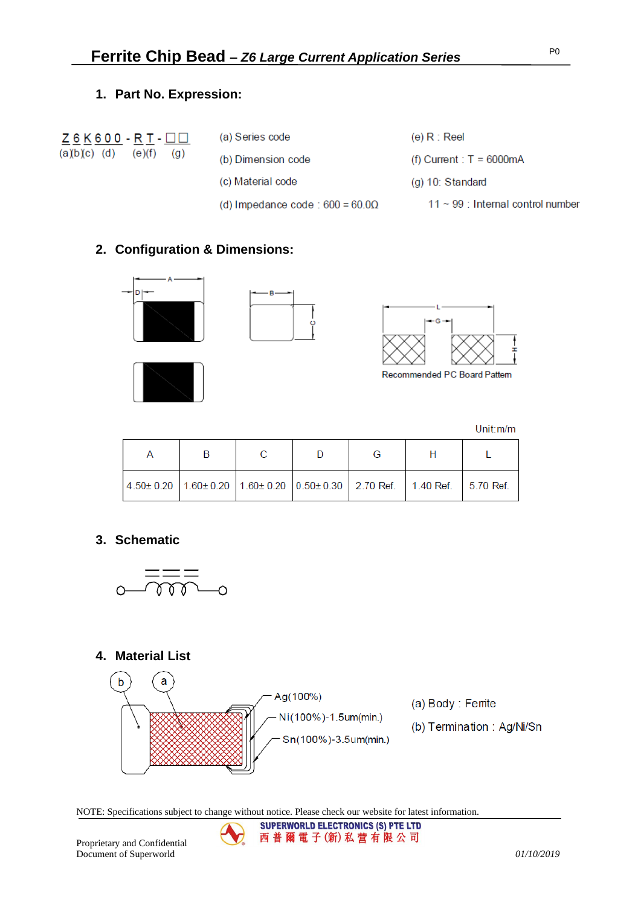# Ferrite Chip Bead – *Z6 Large Current Application Series*

## 1. Part No. Expression:

Z 6 K 6 0 0 - R T - □□
(a)(b)(c) (d) (e)(f) (g)

(a) Series code

(b) Dimension code

(c) Material code

(d) Impedance code : 600 = 60.0Ω

(e) R : Reel

(f) Current : T = 6000mA

(g) 10: Standard

11 ~ 99 : Internal control number

## 2. Configuration & Dimensions:

Recommended PC Board Pattern

Unit:m/m

| A | B | C | D | G | H | L |
|---|---|---|---|---|---|---|
| 4.50± 0.20 | 1.60± 0.20 | 1.60± 0.20 | 0.50± 0.30 | 2.70 Ref. | 1.40 Ref. | 5.70 Ref. |

## 3. Schematic

## 4. Material List

Ag(100%)

Ni(100%)-1.5um(min.)

Sn(100%)-3.5um(min.)

(a) Body : Ferrite

(b) Termination : Ag/Ni/Sn

NOTE: Specifications subject to change without notice. Please check our website for latest information.

SUPERWORLD ELECTRONICS (S) PTE LTD
西普爾電子(新)私營有限公司

Proprietary and Confidential
Document of Superworld

01/10/2019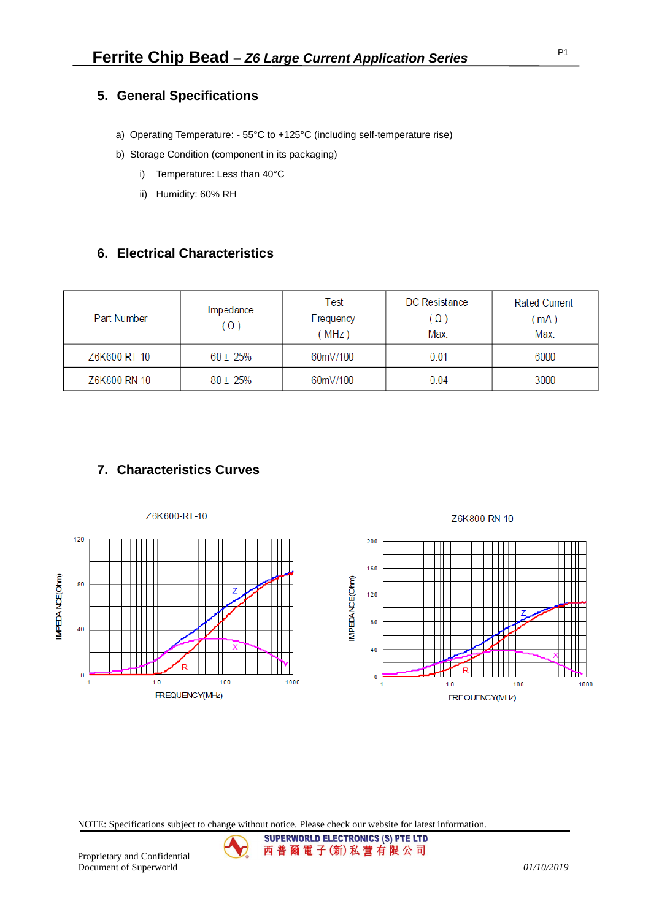## 5. General Specifications

a) Operating Temperature: - 55°C to +125°C (including self-temperature rise)

b) Storage Condition (component in its packaging)

  i) Temperature: Less than 40°C

  ii) Humidity: 60% RH

## 6. Electrical Characteristics

| Part Number | Impedance ( Ω ) | Test Frequency ( MHz ) | DC Resistance ( Ω ) Max. | Rated Current ( mA ) Max. |
|---|---|---|---|---|
| Z6K600-RT-10 | 60 ± 25% | 60mV/100 | 0.01 | 6000 |
| Z6K800-RN-10 | 80 ± 25% | 60mV/100 | 0.04 | 3000 |

## 7. Characteristics Curves

Z6K600-RT-10

Z6K800-RN-10

NOTE: Specifications subject to change without notice. Please check our website for latest information.

Proprietary and Confidential
Document of Superworld

SUPERWORLD ELECTRONICS (S) PTE LTD
西普爾電子(新)私營有限公司

*01/10/2019*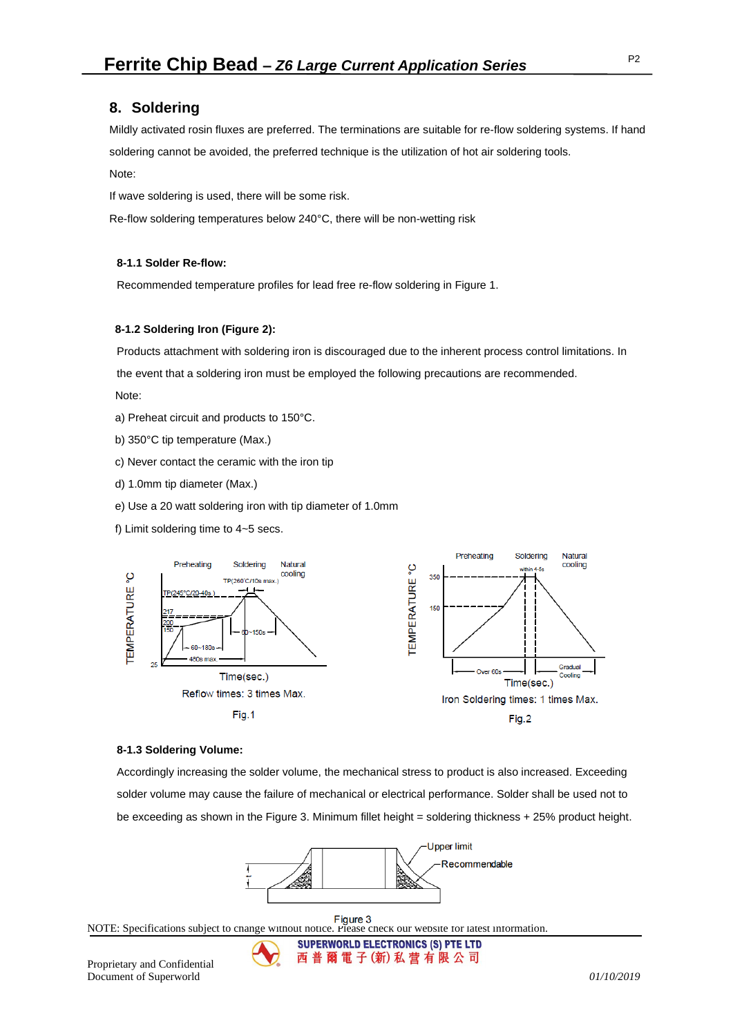## 8. Soldering

Mildly activated rosin fluxes are preferred. The terminations are suitable for re-flow soldering systems. If hand soldering cannot be avoided, the preferred technique is the utilization of hot air soldering tools.

Note:

If wave soldering is used, there will be some risk.

Re-flow soldering temperatures below 240°C, there will be non-wetting risk

### 8-1.1 Solder Re-flow:

Recommended temperature profiles for lead free re-flow soldering in Figure 1.

### 8-1.2 Soldering Iron (Figure 2):

Products attachment with soldering iron is discouraged due to the inherent process control limitations. In the event that a soldering iron must be employed the following precautions are recommended.

Note:

a) Preheat circuit and products to 150°C.

b) 350°C tip temperature (Max.)

c) Never contact the ceramic with the iron tip

d) 1.0mm tip diameter (Max.)

e) Use a 20 watt soldering iron with tip diameter of 1.0mm

f) Limit soldering time to 4~5 secs.

Reflow times: 3 times Max.

Fig.1

Iron Soldering times: 1 times Max.

Fig.2

### 8-1.3 Soldering Volume:

Accordingly increasing the solder volume, the mechanical stress to product is also increased. Exceeding solder volume may cause the failure of mechanical or electrical performance. Solder shall be used not to be exceeding as shown in the Figure 3. Minimum fillet height = soldering thickness + 25% product height.

Figure 3

NOTE: Specifications subject to change without notice. Please check our website for latest information.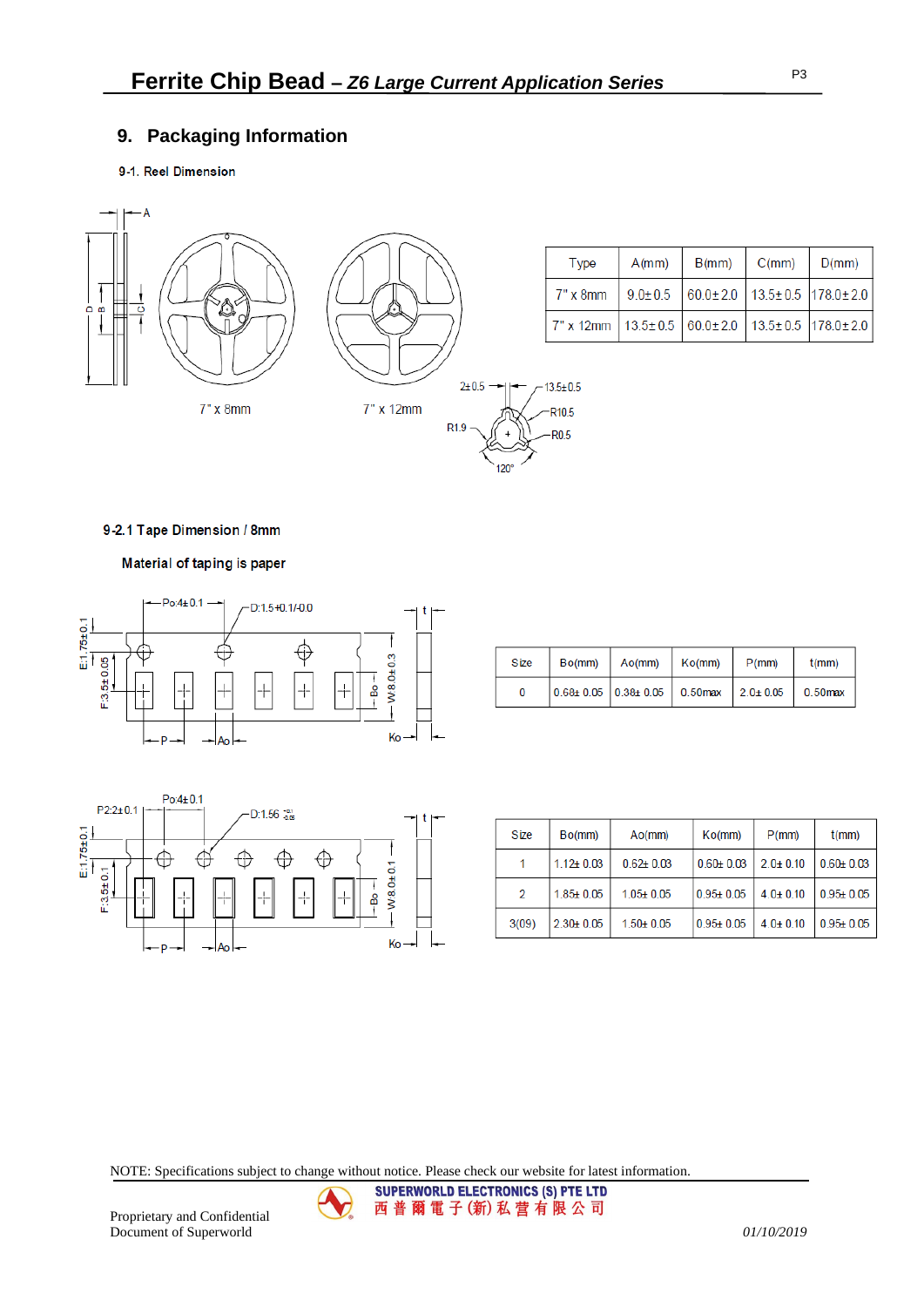## 9. Packaging Information

### 9-1. Reel Dimension

7" x 8mm　　7" x 12mm

| Type | A(mm) | B(mm) | C(mm) | D(mm) |
|---|---|---|---|---|
| 7" x 8mm | 9.0±0.5 | 60.0±2.0 | 13.5±0.5 | 178.0±2.0 |
| 7" x 12mm | 13.5±0.5 | 60.0±2.0 | 13.5±0.5 | 178.0±2.0 |

### 9-2.1 Tape Dimension / 8mm

**Material of taping is paper**

| Size | Bo(mm) | Ao(mm) | Ko(mm) | P(mm) | t(mm) |
|---|---|---|---|---|---|
| 0 | 0.68± 0.05 | 0.38± 0.05 | 0.50max | 2.0± 0.05 | 0.50max |

| Size | Bo(mm) | Ao(mm) | Ko(mm) | P(mm) | t(mm) |
|---|---|---|---|---|---|
| 1 | 1.12± 0.03 | 0.62± 0.03 | 0.60± 0.03 | 2.0± 0.10 | 0.60± 0.03 |
| 2 | 1.85± 0.05 | 1.05± 0.05 | 0.95± 0.05 | 4.0± 0.10 | 0.95± 0.05 |
| 3(09) | 2.30± 0.05 | 1.50± 0.05 | 0.95± 0.05 | 4.0± 0.10 | 0.95± 0.05 |

NOTE: Specifications subject to change without notice. Please check our website for latest information.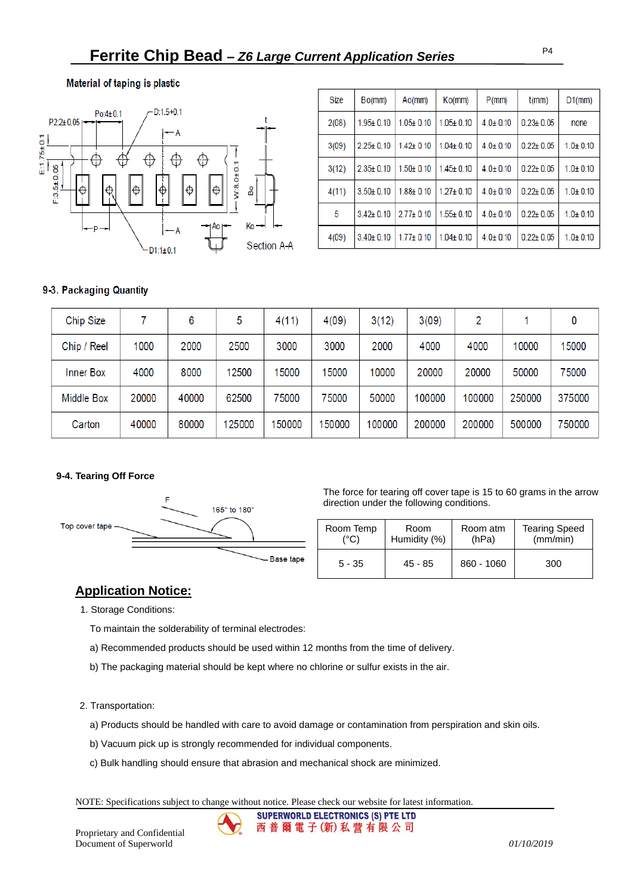## Ferrite Chip Bead – *Z6 Large Current Application Series*

**Material of taping is plastic**

P2:2±0.05
Po:4±0.1
D:1.5+0.1
E:1.75±0.1
F:3.5±0.05
W:8.0±0.1
A
P
Ao
Bo
Ko
t
D1:1±0.1
Section A-A

| Size | Bo(mm) | Ao(mm) | Ko(mm) | P(mm) | t(mm) | D1(mm) |
|---|---|---|---|---|---|---|
| 2(08) | 1.95± 0.10 | 1.05± 0.10 | 1.05± 0.10 | 4.0± 0.10 | 0.23± 0.05 | none |
| 3(09) | 2.25± 0.10 | 1.42± 0.10 | 1.04± 0.10 | 4.0± 0.10 | 0.22± 0.05 | 1.0± 0.10 |
| 3(12) | 2.35± 0.10 | 1.50± 0.10 | 1.45± 0.10 | 4.0± 0.10 | 0.22± 0.05 | 1.0± 0.10 |
| 4(11) | 3.50± 0.10 | 1.88± 0.10 | 1.27± 0.10 | 4.0± 0.10 | 0.22± 0.05 | 1.0± 0.10 |
| 5 | 3.42± 0.10 | 2.77± 0.10 | 1.55± 0.10 | 4.0± 0.10 | 0.22± 0.05 | 1.0± 0.10 |
| 4(09) | 3.40± 0.10 | 1.77± 0.10 | 1.04± 0.10 | 4.0± 0.10 | 0.22± 0.05 | 1.0± 0.10 |

### 9-3. Packaging Quantity

| Chip Size | 7 | 6 | 5 | 4(11) | 4(09) | 3(12) | 3(09) | 2 | 1 | 0 |
|---|---|---|---|---|---|---|---|---|---|---|
| Chip / Reel | 1000 | 2000 | 2500 | 3000 | 3000 | 2000 | 4000 | 4000 | 10000 | 15000 |
| Inner Box | 4000 | 8000 | 12500 | 15000 | 15000 | 10000 | 20000 | 20000 | 50000 | 75000 |
| Middle Box | 20000 | 40000 | 62500 | 75000 | 75000 | 50000 | 100000 | 100000 | 250000 | 375000 |
| Carton | 40000 | 80000 | 125000 | 150000 | 150000 | 100000 | 200000 | 200000 | 500000 | 750000 |

### 9-4. Tearing Off Force

F
165° to 180°
Top cover tape
Base tape

The force for tearing off cover tape is 15 to 60 grams in the arrow direction under the following conditions.

| Room Temp (°C) | Room Humidity (%) | Room atm (hPa) | Tearing Speed (mm/min) |
|---|---|---|---|
| 5 - 35 | 45 - 85 | 860 - 1060 | 300 |

## Application Notice:

1. Storage Conditions:

   To maintain the solderability of terminal electrodes:

   a) Recommended products should be used within 12 months from the time of delivery.

   b) The packaging material should be kept where no chlorine or sulfur exists in the air.

2. Transportation:

   a) Products should be handled with care to avoid damage or contamination from perspiration and skin oils.

   b) Vacuum pick up is strongly recommended for individual components.

   c) Bulk handling should ensure that abrasion and mechanical shock are minimized.

NOTE: Specifications subject to change without notice. Please check our website for latest information.

SUPERWORLD ELECTRONICS (S) PTE LTD
西普爾電子(新)私營有限公司

Proprietary and Confidential
Document of Superworld

01/10/2019